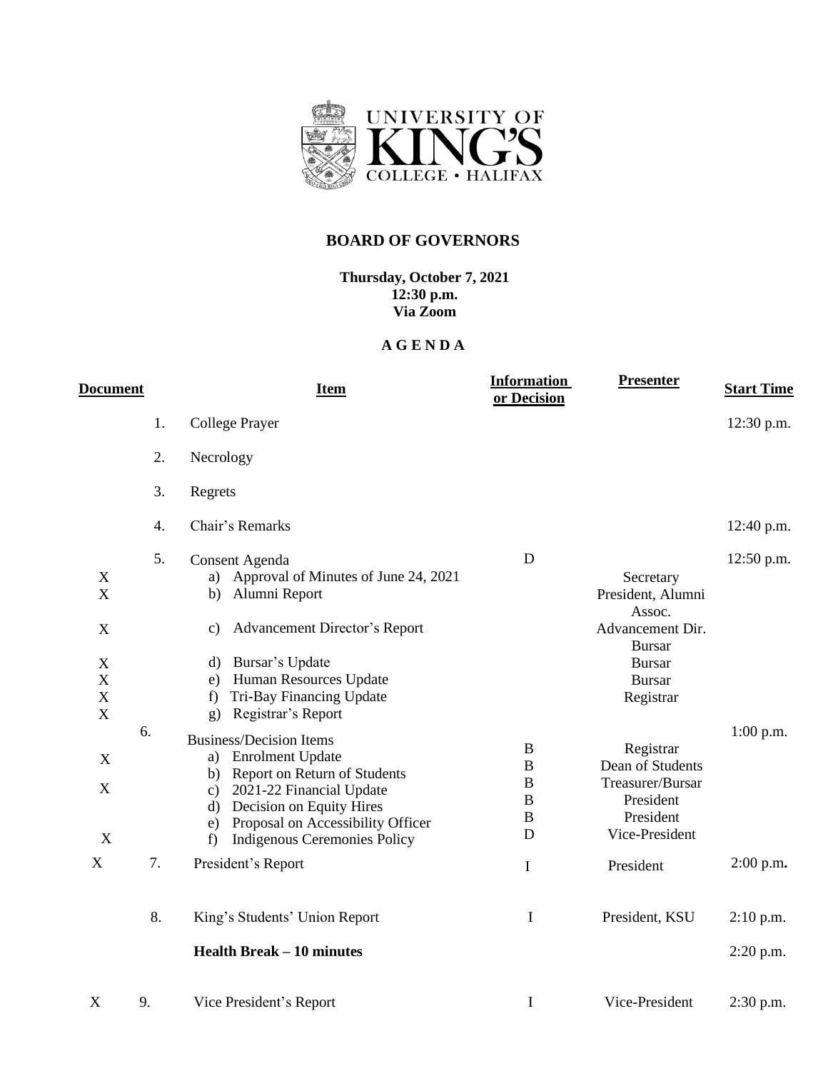UNIVERSITY OF KING'S COLLEGE • HALIFAX

## BOARD OF GOVERNORS

**Thursday, October 7, 2021**
**12:30 p.m.**
**Via Zoom**

### A G E N D A

| Document | | Item | Information or Decision | Presenter | Start Time |
|---|---|---|---|---|---|
| | 1. | College Prayer | | | 12:30 p.m. |
| | 2. | Necrology | | | |
| | 3. | Regrets | | | |
| | 4. | Chair's Remarks | | | 12:40 p.m. |
| | 5. | Consent Agenda | D | | 12:50 p.m. |
| X | | a) Approval of Minutes of June 24, 2021 | | Secretary | |
| X | | b) Alumni Report | | President, Alumni Assoc. | |
| X | | c) Advancement Director's Report | | Advancement Dir. | |
| X | | d) Bursar's Update | | Bursar | |
| X | | e) Human Resources Update | | Bursar | |
| X | | f) Tri-Bay Financing Update | | Bursar | |
| X | | g) Registrar's Report | | Registrar | |
| | 6. | Business/Decision Items | | | 1:00 p.m. |
| X | | a) Enrolment Update | B | Registrar | |
| | | b) Report on Return of Students | B | Dean of Students | |
| X | | c) 2021-22 Financial Update | B | Treasurer/Bursar | |
| | | d) Decision on Equity Hires | B | President | |
| | | e) Proposal on Accessibility Officer | B | President | |
| X | | f) Indigenous Ceremonies Policy | D | Vice-President | |
| X | 7. | President's Report | I | President | 2:00 p.m. |
| | 8. | King's Students' Union Report | I | President, KSU | 2:10 p.m. |
| | | **Health Break – 10 minutes** | | | 2:20 p.m. |
| X | 9. | Vice President's Report | I | Vice-President | 2:30 p.m. |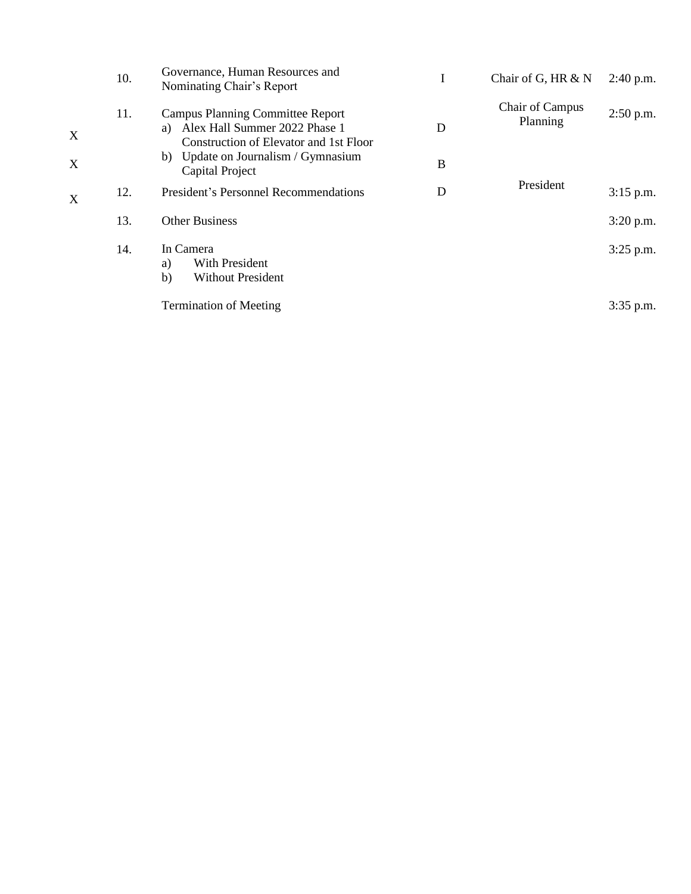| | | | | | |
|---|---|---|---|---|---|
| | 10. | Governance, Human Resources and Nominating Chair's Report | I | Chair of G, HR & N | 2:40 p.m. |
| | 11. | Campus Planning Committee Report | | Chair of Campus Planning | 2:50 p.m. |
| X | | a) Alex Hall Summer 2022 Phase 1 Construction of Elevator and 1st Floor | D | | |
| X | | b) Update on Journalism / Gymnasium Capital Project | B | | |
| X | 12. | President's Personnel Recommendations | D | President | 3:15 p.m. |
| | 13. | Other Business | | | 3:20 p.m. |
| | 14. | In Camera<br>a) With President<br>b) Without President | | | 3:25 p.m. |
| | | Termination of Meeting | | | 3:35 p.m. |